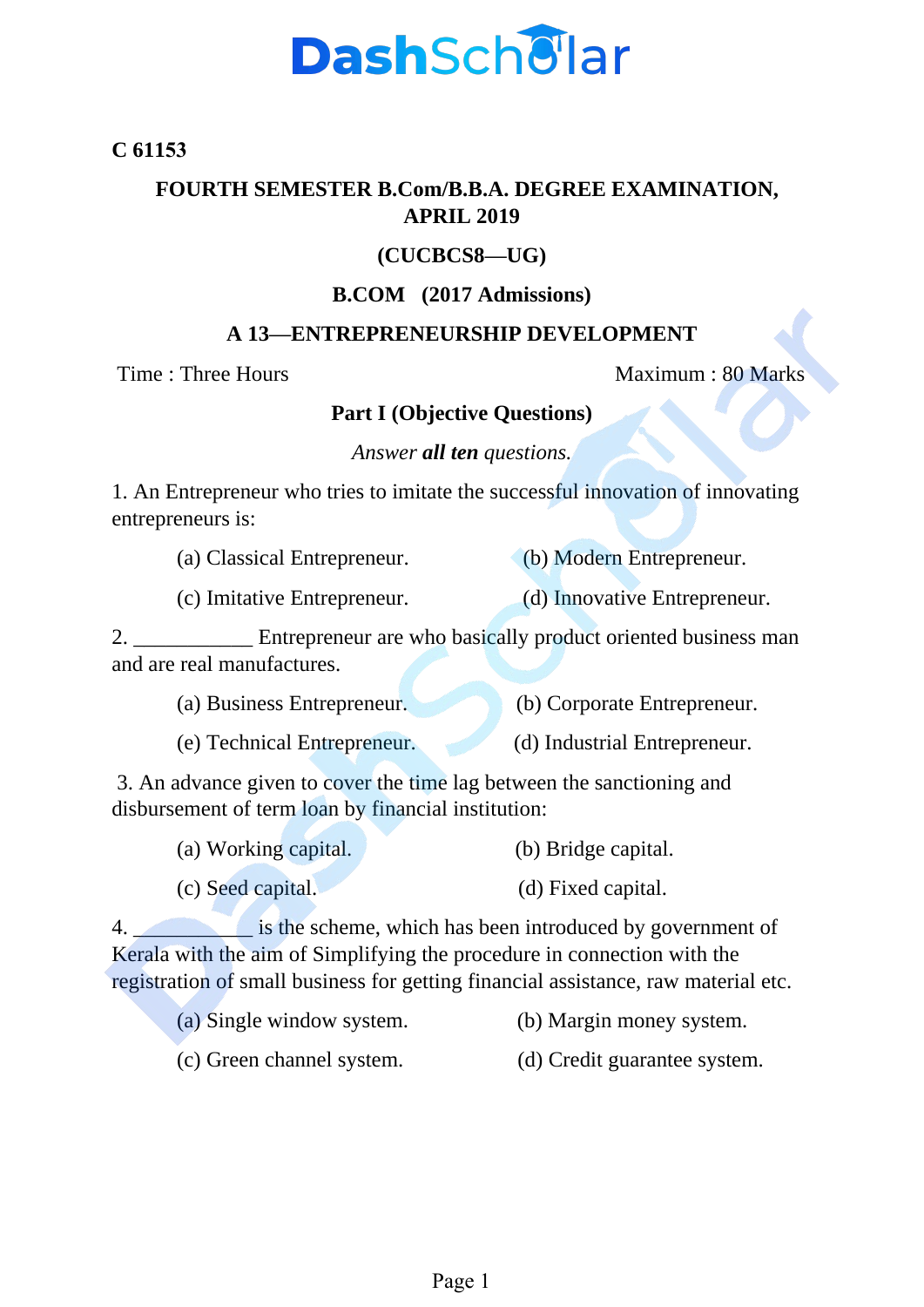**C 61153**

## FOURTH SEMESTER B.Com/B.B.A. DEGREE EXAMINATION, APRIL 2019

**(CUCBCS8—UG)**

**B.COM (2017 Admissions)**

### A 13—ENTREPRENEURSHIP DEVELOPMENT

Time : Three Hours Maximum : 80 Marks

### Part I (Objective Questions)

*Answer **all ten** questions.*

1. An Entrepreneur who tries to imitate the successful innovation of innovating entrepreneurs is:

   (a) Classical Entrepreneur. (b) Modern Entrepreneur.

   (c) Imitative Entrepreneur. (d) Innovative Entrepreneur.

2. ___________ Entrepreneur are who basically product oriented business man and are real manufactures.

   (a) Business Entrepreneur. (b) Corporate Entrepreneur.

   (e) Technical Entrepreneur. (d) Industrial Entrepreneur.

3. An advance given to cover the time lag between the sanctioning and disbursement of term loan by financial institution:

   (a) Working capital. (b) Bridge capital.

   (c) Seed capital. (d) Fixed capital.

4. ___________ is the scheme, which has been introduced by government of Kerala with the aim of Simplifying the procedure in connection with the registration of small business for getting financial assistance, raw material etc.

   (a) Single window system. (b) Margin money system.

   (c) Green channel system. (d) Credit guarantee system.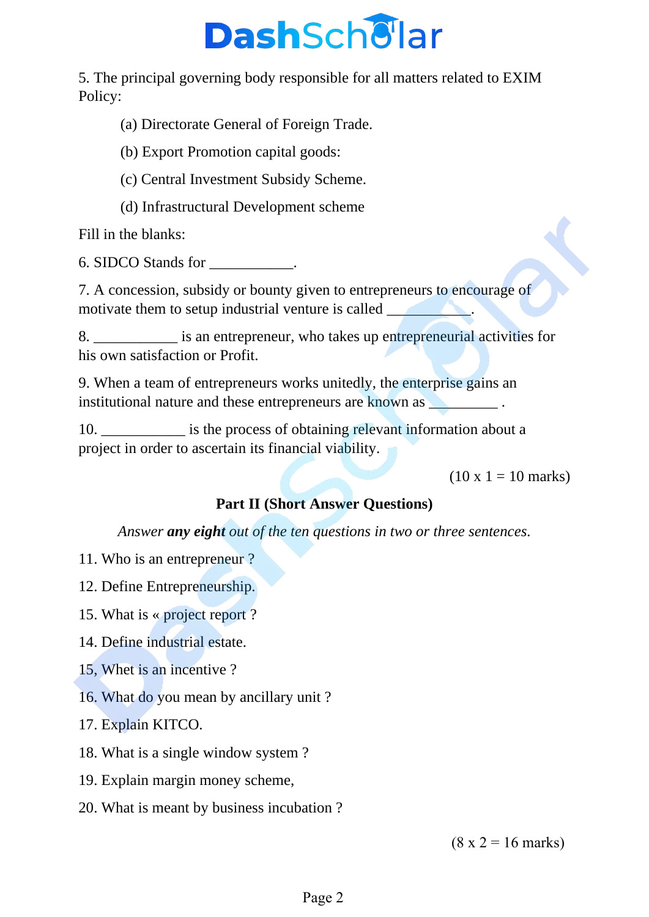5. The principal governing body responsible for all matters related to EXIM Policy:

(a) Directorate General of Foreign Trade.

(b) Export Promotion capital goods:

(c) Central Investment Subsidy Scheme.

(d) Infrastructural Development scheme

Fill in the blanks:

6. SIDCO Stands for ___________.

7. A concession, subsidy or bounty given to entrepreneurs to encourage of motivate them to setup industrial venture is called ___________.

8. ___________ is an entrepreneur, who takes up entrepreneurial activities for his own satisfaction or Profit.

9. When a team of entrepreneurs works unitedly, the enterprise gains an institutional nature and these entrepreneurs are known as _________ .

10. ___________ is the process of obtaining relevant information about a project in order to ascertain its financial viability.

(10 x 1 = 10 marks)

**Part II (Short Answer Questions)**

*Answer **any eight** out of the ten questions in two or three sentences.*

11. Who is an entrepreneur ?

12. Define Entrepreneurship.

15. What is « project report ?

14. Define industrial estate.

15, Whet is an incentive ?

16. What do you mean by ancillary unit ?

17. Explain KITCO.

18. What is a single window system ?

19. Explain margin money scheme,

20. What is meant by business incubation ?

(8 x 2 = 16 marks)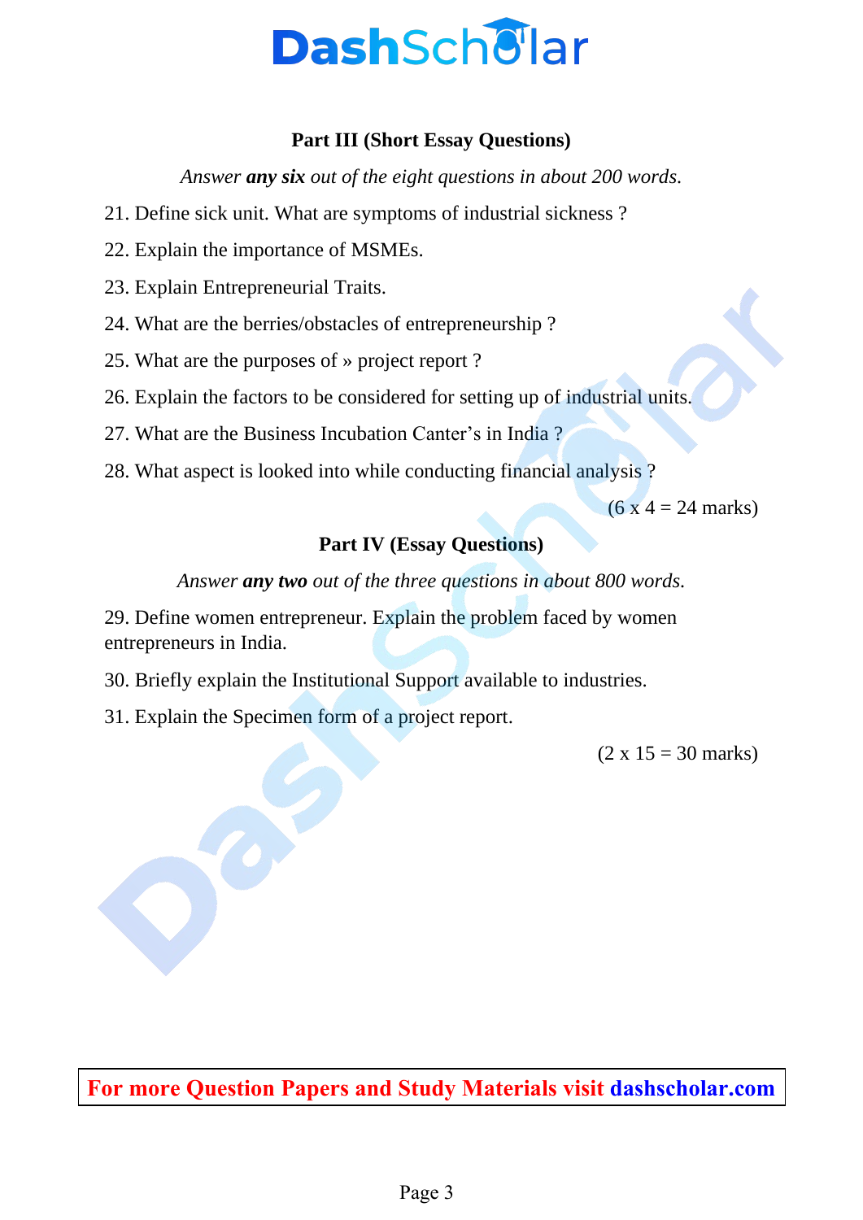## Part III (Short Essay Questions)

*Answer **any six** out of the eight questions in about 200 words.*

21. Define sick unit. What are symptoms of industrial sickness ?
22. Explain the importance of MSMEs.
23. Explain Entrepreneurial Traits.
24. What are the berries/obstacles of entrepreneurship ?
25. What are the purposes of » project report ?
26. Explain the factors to be considered for setting up of industrial units.
27. What are the Business Incubation Canter's in India ?
28. What aspect is looked into while conducting financial analysis ?

(6 x 4 = 24 marks)

## Part IV (Essay Questions)

*Answer **any two** out of the three questions in about 800 words.*

29. Define women entrepreneur. Explain the problem faced by women entrepreneurs in India.
30. Briefly explain the Institutional Support available to industries.
31. Explain the Specimen form of a project report.

(2 x 15 = 30 marks)